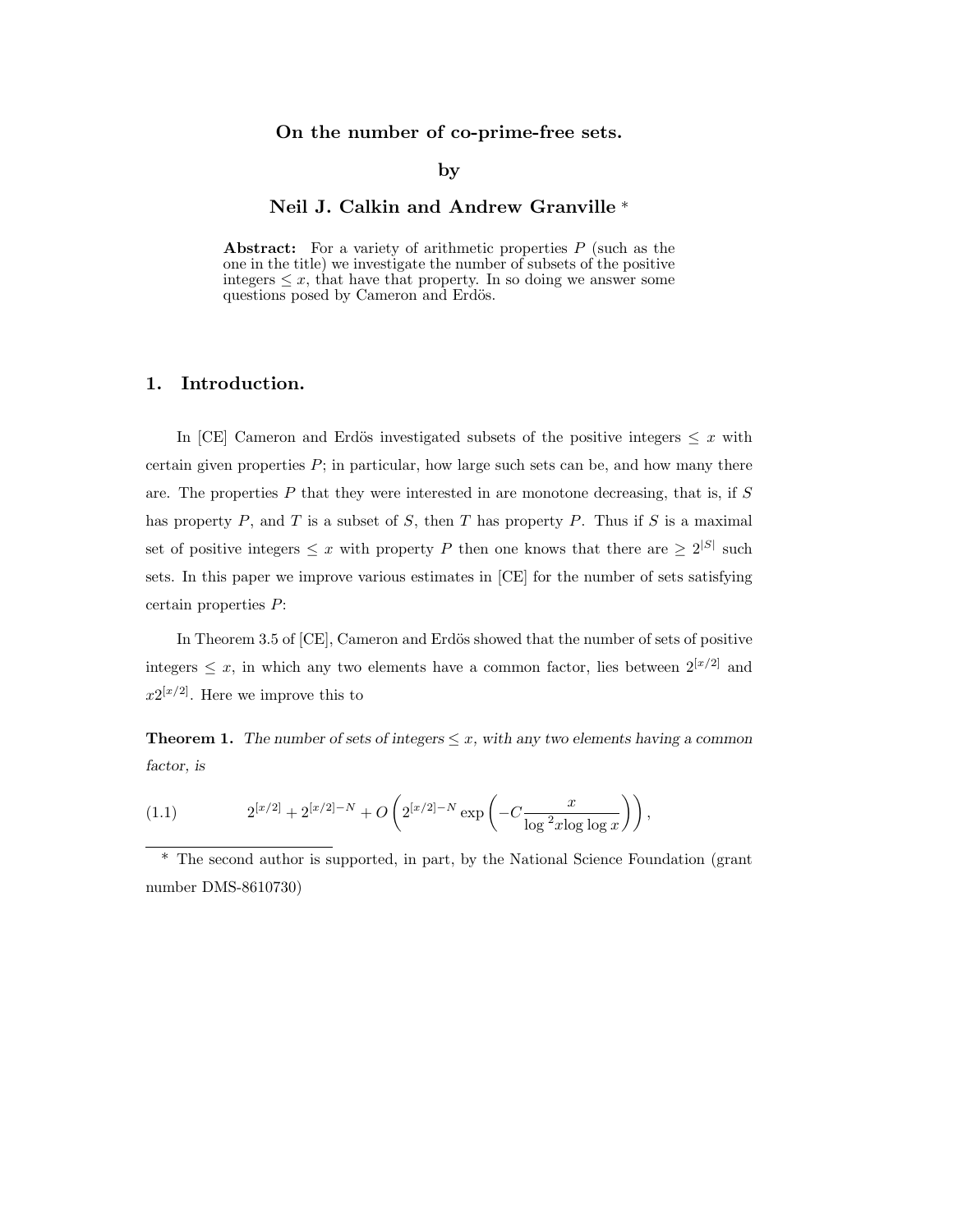**On the number of co-prime-free sets.**

**by**

**Neil J. Calkin and Andrew Granville \***

**Abstract:** For a variety of arithmetic properties $P$ (such as the one in the title) we investigate the number of subsets of the positive integers $\leq x$, that have that property. In so doing we answer some questions posed by Cameron and Erdös.

## 1. Introduction.

In [CE] Cameron and Erdös investigated subsets of the positive integers $\leq x$ with certain given properties $P$; in particular, how large such sets can be, and how many there are. The properties $P$ that they were interested in are monotone decreasing, that is, if $S$ has property $P$, and $T$ is a subset of $S$, then $T$ has property $P$. Thus if $S$ is a maximal set of positive integers $\leq x$ with property $P$ then one knows that there are $\geq 2^{|S|}$ such sets. In this paper we improve various estimates in [CE] for the number of sets satisfying certain properties $P$:

In Theorem 3.5 of [CE], Cameron and Erdös showed that the number of sets of positive integers $\leq x$, in which any two elements have a common factor, lies between $2^{[x/2]}$ and $x2^{[x/2]}$. Here we improve this to

**Theorem 1.** *The number of sets of integers $\leq x$, with any two elements having a common factor, is*

$$2^{[x/2]} + 2^{[x/2]-N} + O\left(2^{[x/2]-N} \exp\left(-C\frac{x}{\log^2 x \log\log x}\right)\right), \tag{1.1}$$

---

\* The second author is supported, in part, by the National Science Foundation (grant number DMS-8610730)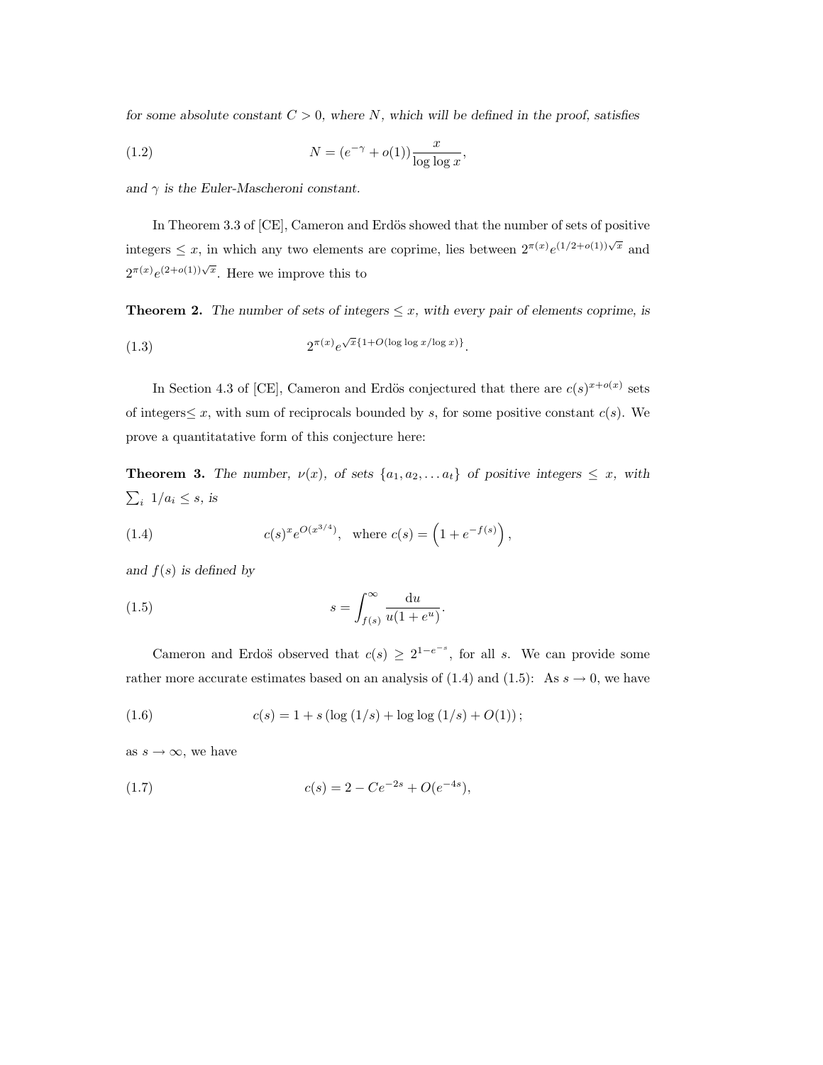*for some absolute constant $C > 0$, where $N$, which will be defined in the proof, satisfies*

$$N = (e^{-\gamma} + o(1)) \frac{x}{\log \log x}, \tag{1.2}$$

*and $\gamma$ is the Euler-Mascheroni constant.*

In Theorem 3.3 of [CE], Cameron and Erdös showed that the number of sets of positive integers $\leq x$, in which any two elements are coprime, lies between $2^{\pi(x)} e^{(1/2+o(1))\sqrt{x}}$ and $2^{\pi(x)} e^{(2+o(1))\sqrt{x}}$. Here we improve this to

**Theorem 2.** *The number of sets of integers $\leq x$, with every pair of elements coprime, is*

$$2^{\pi(x)} e^{\sqrt{x}\{1+O(\log \log x / \log x)\}}. \tag{1.3}$$

In Section 4.3 of [CE], Cameron and Erdös conjectured that there are $c(s)^{x+o(x)}$ sets of integers$\leq x$, with sum of reciprocals bounded by $s$, for some positive constant $c(s)$. We prove a quantitatative form of this conjecture here:

**Theorem 3.** *The number, $\nu(x)$, of sets $\{a_1, a_2, \ldots a_t\}$ of positive integers $\leq x$, with $\sum_i 1/a_i \leq s$, is*

$$c(s)^x e^{O(x^{3/4})}, \quad \text{where } c(s) = \left(1 + e^{-f(s)}\right), \tag{1.4}$$

*and $f(s)$ is defined by*

$$s = \int_{f(s)}^{\infty} \frac{\mathrm{d}u}{u(1+e^u)}. \tag{1.5}$$

Cameron and Erdoš observed that $c(s) \geq 2^{1-e^{-s}}$, for all $s$. We can provide some rather more accurate estimates based on an analysis of (1.4) and (1.5): As $s \to 0$, we have

$$c(s) = 1 + s\left(\log(1/s) + \log\log(1/s) + O(1)\right); \tag{1.6}$$

as $s \to \infty$, we have

$$c(s) = 2 - Ce^{-2s} + O(e^{-4s}), \tag{1.7}$$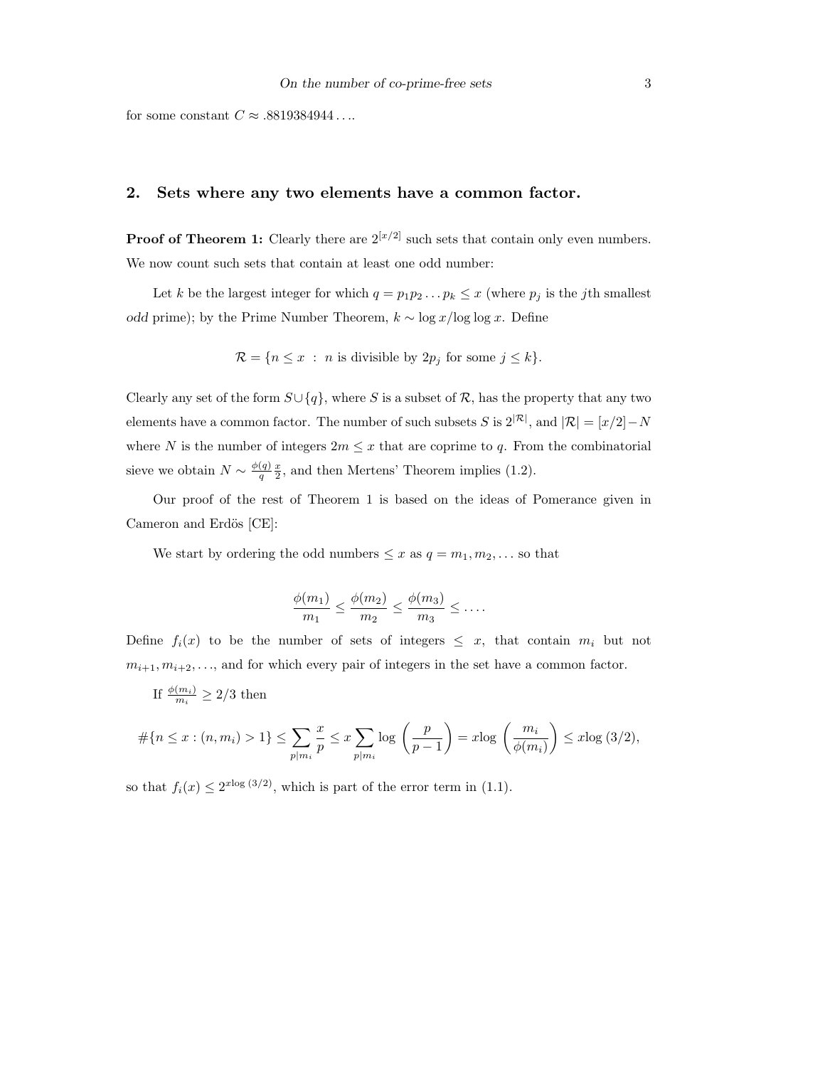for some constant $C \approx .8819384944\ldots$.

## 2. Sets where any two elements have a common factor.

**Proof of Theorem 1:** Clearly there are $2^{[x/2]}$ such sets that contain only even numbers. We now count such sets that contain at least one odd number:

Let $k$ be the largest integer for which $q = p_1 p_2 \ldots p_k \leq x$ (where $p_j$ is the $j$th smallest *odd* prime); by the Prime Number Theorem, $k \sim \log x / \log\log x$. Define

$$\mathcal{R} = \{n \leq x \ : \ n \text{ is divisible by } 2p_j \text{ for some } j \leq k\}.$$

Clearly any set of the form $S \cup \{q\}$, where $S$ is a subset of $\mathcal{R}$, has the property that any two elements have a common factor. The number of such subsets $S$ is $2^{|\mathcal{R}|}$, and $|\mathcal{R}| = [x/2] - N$ where $N$ is the number of integers $2m \leq x$ that are coprime to $q$. From the combinatorial sieve we obtain $N \sim \frac{\phi(q)}{q}\frac{x}{2}$, and then Mertens' Theorem implies (1.2).

Our proof of the rest of Theorem 1 is based on the ideas of Pomerance given in Cameron and Erdös [CE]:

We start by ordering the odd numbers $\leq x$ as $q = m_1, m_2, \ldots$ so that

$$\frac{\phi(m_1)}{m_1} \leq \frac{\phi(m_2)}{m_2} \leq \frac{\phi(m_3)}{m_3} \leq \ldots.$$

Define $f_i(x)$ to be the number of sets of integers $\leq x$, that contain $m_i$ but not $m_{i+1}, m_{i+2}, \ldots$, and for which every pair of integers in the set have a common factor.

If $\frac{\phi(m_i)}{m_i} \geq 2/3$ then

$$\#\{n \leq x : (n, m_i) > 1\} \leq \sum_{p|m_i} \frac{x}{p} \leq x \sum_{p|m_i} \log\left(\frac{p}{p-1}\right) = x \log\left(\frac{m_i}{\phi(m_i)}\right) \leq x \log(3/2),$$

so that $f_i(x) \leq 2^{x \log(3/2)}$, which is part of the error term in (1.1).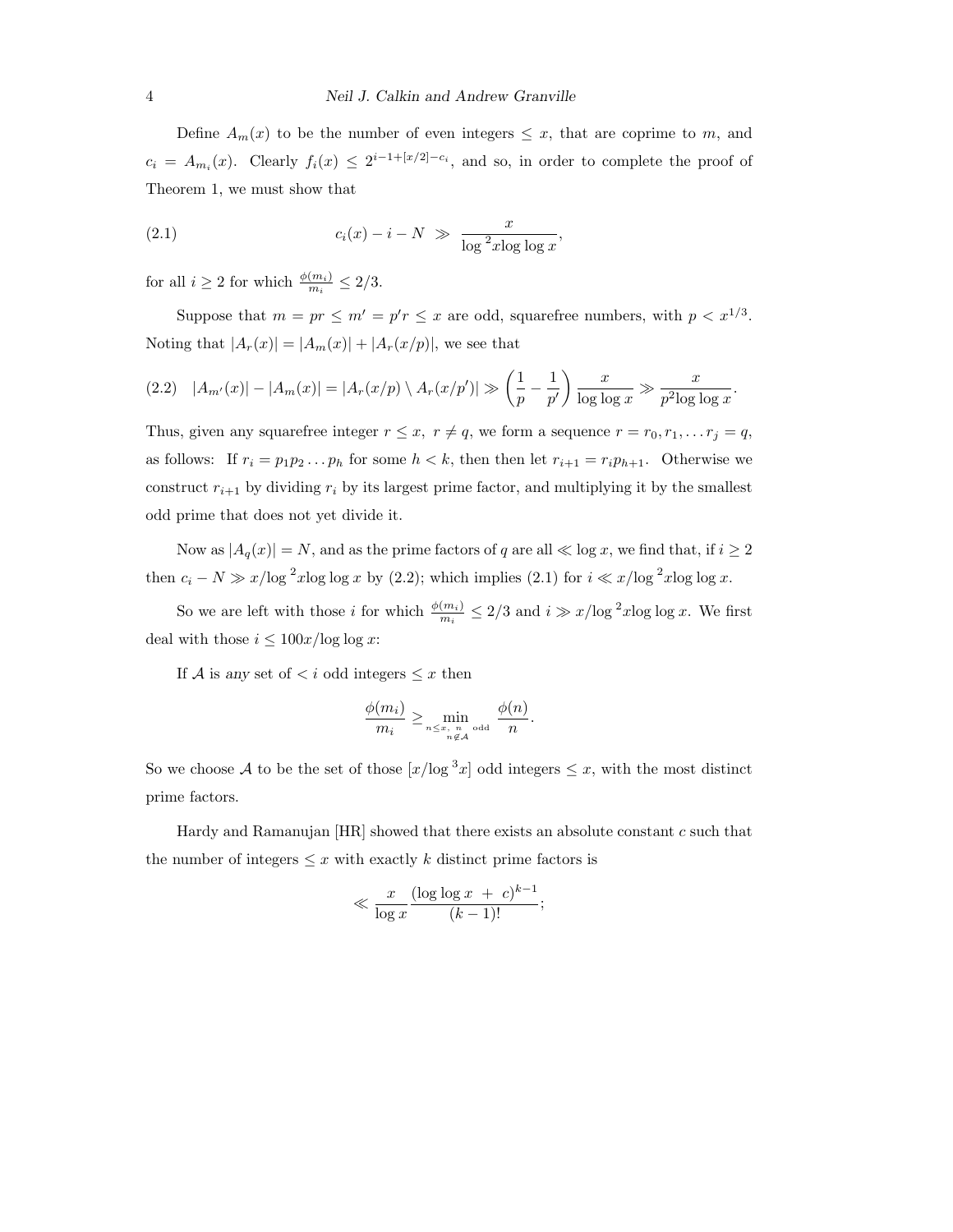Define $A_m(x)$ to be the number of even integers $\leq x$, that are coprime to $m$, and $c_i = A_{m_i}(x)$. Clearly $f_i(x) \leq 2^{i-1+[x/2]-c_i}$, and so, in order to complete the proof of Theorem 1, we must show that

$$c_i(x) - i - N \gg \frac{x}{\log^2 x \log\log x}, \tag{2.1}$$

for all $i \geq 2$ for which $\frac{\phi(m_i)}{m_i} \leq 2/3$.

Suppose that $m = pr \leq m' = p'r \leq x$ are odd, squarefree numbers, with $p < x^{1/3}$. Noting that $|A_r(x)| = |A_m(x)| + |A_r(x/p)|$, we see that

$$|A_{m'}(x)| - |A_m(x)| = |A_r(x/p) \setminus A_r(x/p')| \gg \left(\frac{1}{p} - \frac{1}{p'}\right) \frac{x}{\log\log x} \gg \frac{x}{p^2 \log\log x}. \tag{2.2}$$

Thus, given any squarefree integer $r \leq x,\ r \neq q$, we form a sequence $r = r_0, r_1, \ldots r_j = q$, as follows: If $r_i = p_1 p_2 \ldots p_h$ for some $h < k$, then then let $r_{i+1} = r_i p_{h+1}$. Otherwise we construct $r_{i+1}$ by dividing $r_i$ by its largest prime factor, and multiplying it by the smallest odd prime that does not yet divide it.

Now as $|A_q(x)| = N$, and as the prime factors of $q$ are all $\ll \log x$, we find that, if $i \geq 2$ then $c_i - N \gg x/\log^2 x \log\log x$ by (2.2); which implies (2.1) for $i \ll x/\log^2 x \log\log x$.

So we are left with those $i$ for which $\frac{\phi(m_i)}{m_i} \leq 2/3$ and $i \gg x/\log^2 x \log\log x$. We first deal with those $i \leq 100x/\log\log x$:

If $\mathcal{A}$ is *any* set of $< i$ odd integers $\leq x$ then

$$\frac{\phi(m_i)}{m_i} \geq \min_{\substack{n \leq x,\ n \text{ odd} \\ n \notin \mathcal{A}}} \frac{\phi(n)}{n}.$$

So we choose $\mathcal{A}$ to be the set of those $[x/\log^3 x]$ odd integers $\leq x$, with the most distinct prime factors.

Hardy and Ramanujan [HR] showed that there exists an absolute constant $c$ such that the number of integers $\leq x$ with exactly $k$ distinct prime factors is

$$\ll \frac{x}{\log x} \frac{(\log\log x \ + \ c)^{k-1}}{(k-1)!};$$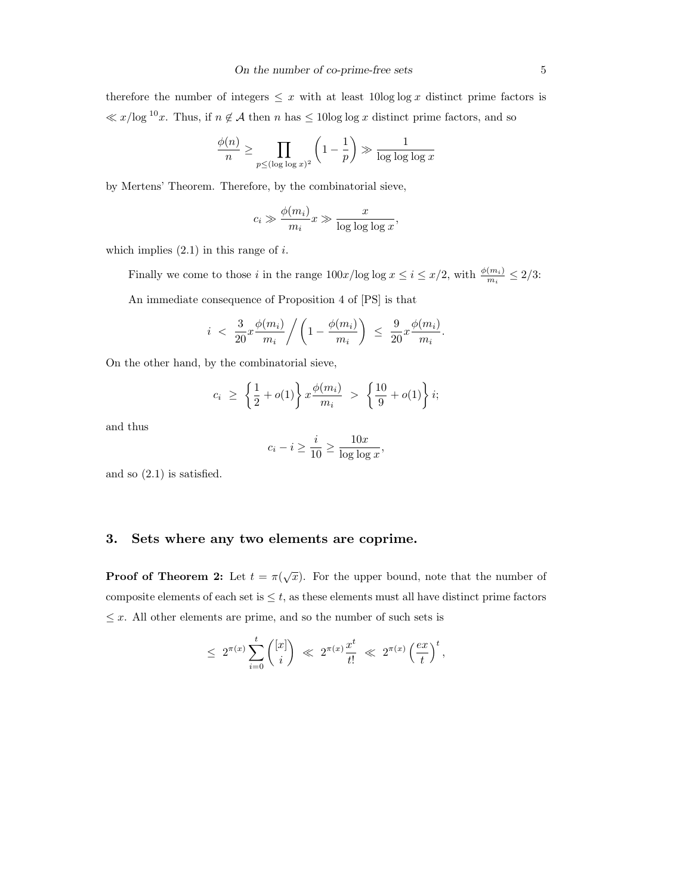therefore the number of integers $\leq x$ with at least $10\log\log x$ distinct prime factors is $\ll x/\log^{10} x$. Thus, if $n \notin \mathcal{A}$ then $n$ has $\leq 10\log\log x$ distinct prime factors, and so

$$\frac{\phi(n)}{n} \geq \prod_{p \leq (\log\log x)^2} \left(1 - \frac{1}{p}\right) \gg \frac{1}{\log\log\log x}$$

by Mertens' Theorem. Therefore, by the combinatorial sieve,

$$c_i \gg \frac{\phi(m_i)}{m_i} x \gg \frac{x}{\log\log\log x},$$

which implies (2.1) in this range of $i$.

Finally we come to those $i$ in the range $100x/\log\log x \leq i \leq x/2$, with $\frac{\phi(m_i)}{m_i} \leq 2/3$:

An immediate consequence of Proposition 4 of [PS] is that

$$i \ < \ \frac{3}{20} x \frac{\phi(m_i)}{m_i} \bigg/ \left(1 - \frac{\phi(m_i)}{m_i}\right) \ \leq \ \frac{9}{20} x \frac{\phi(m_i)}{m_i}.$$

On the other hand, by the combinatorial sieve,

$$c_i \ \geq \ \left\{\frac{1}{2} + o(1)\right\} x \frac{\phi(m_i)}{m_i} \ > \ \left\{\frac{10}{9} + o(1)\right\} i;$$

and thus

$$c_i - i \geq \frac{i}{10} \geq \frac{10x}{\log\log x},$$

and so (2.1) is satisfied.

## 3. Sets where any two elements are coprime.

**Proof of Theorem 2:** Let $t = \pi(\sqrt{x})$. For the upper bound, note that the number of composite elements of each set is $\leq t$, as these elements must all have distinct prime factors $\leq x$. All other elements are prime, and so the number of such sets is

$$\leq \ 2^{\pi(x)} \sum_{i=0}^{t} \binom{[x]}{i} \ \ll \ 2^{\pi(x)} \frac{x^t}{t!} \ \ll \ 2^{\pi(x)} \left(\frac{ex}{t}\right)^t,$$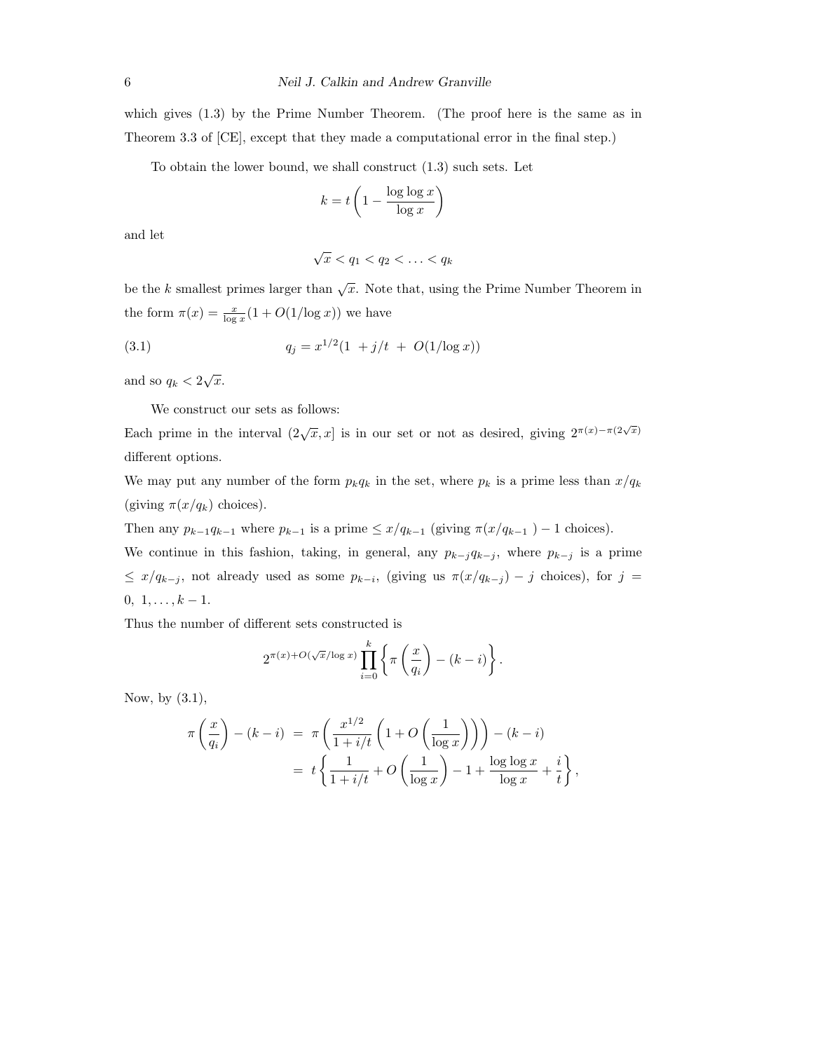which gives (1.3) by the Prime Number Theorem. (The proof here is the same as in Theorem 3.3 of [CE], except that they made a computational error in the final step.)

To obtain the lower bound, we shall construct (1.3) such sets. Let

$$k = t\left(1 - \frac{\log\log x}{\log x}\right)$$

and let

$$\sqrt{x} < q_1 < q_2 < \ldots < q_k$$

be the $k$ smallest primes larger than $\sqrt{x}$. Note that, using the Prime Number Theorem in the form $\pi(x) = \frac{x}{\log x}(1 + O(1/\log x))$ we have

$$q_j = x^{1/2}(1 \ + j/t \ + \ O(1/\log x)) \tag{3.1}$$

and so $q_k < 2\sqrt{x}$.

We construct our sets as follows:

Each prime in the interval $(2\sqrt{x}, x]$ is in our set or not as desired, giving $2^{\pi(x)-\pi(2\sqrt{x})}$ different options.

We may put any number of the form $p_k q_k$ in the set, where $p_k$ is a prime less than $x/q_k$ (giving $\pi(x/q_k)$ choices).

Then any $p_{k-1}q_{k-1}$ where $p_{k-1}$ is a prime $\leq x/q_{k-1}$ (giving $\pi(x/q_{k-1}\ ) - 1$ choices).

We continue in this fashion, taking, in general, any $p_{k-j}q_{k-j}$, where $p_{k-j}$ is a prime $\leq x/q_{k-j}$, not already used as some $p_{k-i}$, (giving us $\pi(x/q_{k-j}) - j$ choices), for $j = 0,\ 1, \ldots, k-1$.

Thus the number of different sets constructed is

$$2^{\pi(x)+O(\sqrt{x}/\log x)} \prod_{i=0}^{k} \left\{ \pi\left(\frac{x}{q_i}\right) - (k-i) \right\}.$$

Now, by (3.1),

$$\begin{aligned}
\pi\left(\frac{x}{q_i}\right) - (k-i) &= \pi\left(\frac{x^{1/2}}{1+i/t}\left(1 + O\left(\frac{1}{\log x}\right)\right)\right) - (k-i) \\
&= t\left\{\frac{1}{1+i/t} + O\left(\frac{1}{\log x}\right) - 1 + \frac{\log\log x}{\log x} + \frac{i}{t}\right\},
\end{aligned}$$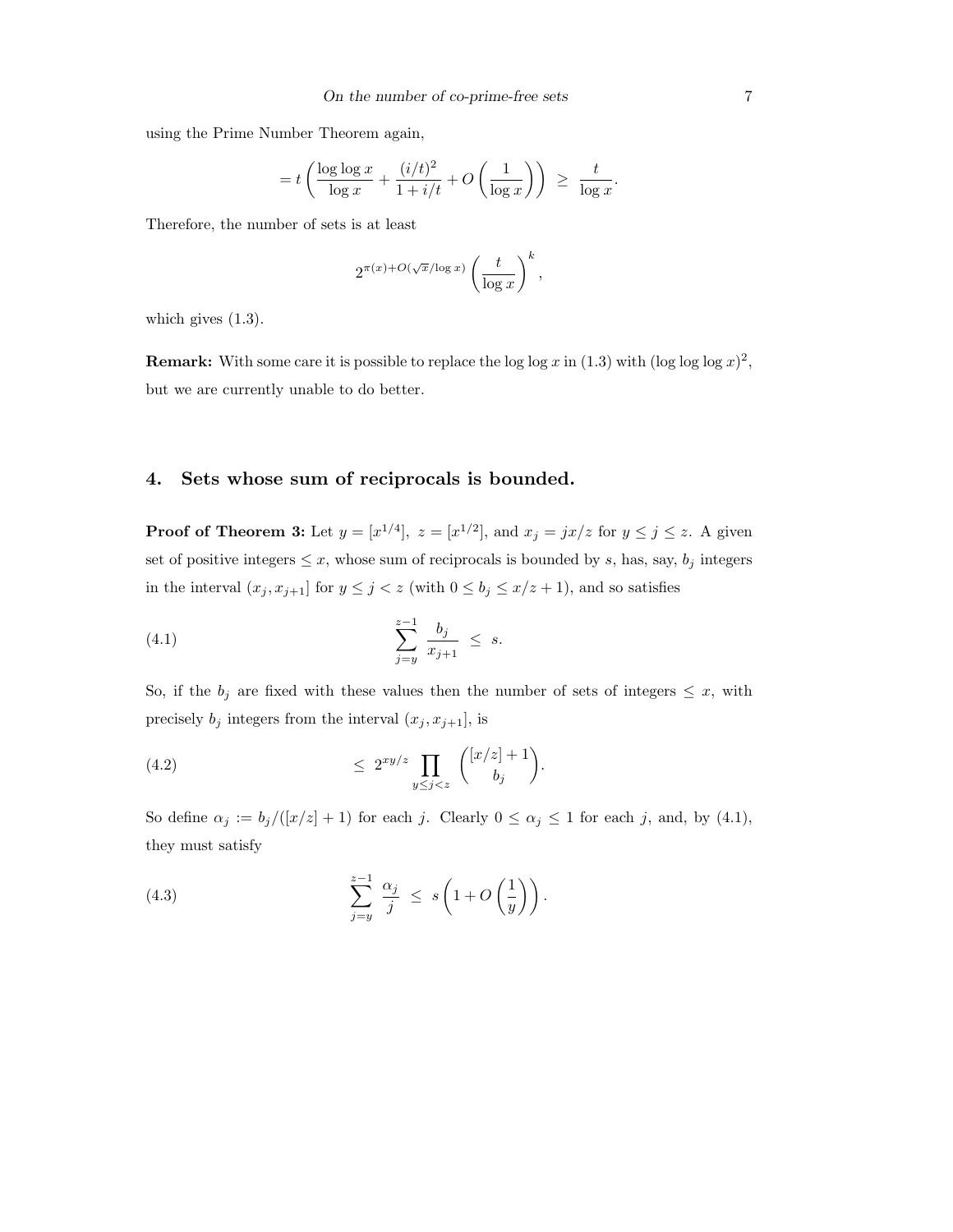using the Prime Number Theorem again,

$$= t\left(\frac{\log\log x}{\log x} + \frac{(i/t)^2}{1+i/t} + O\left(\frac{1}{\log x}\right)\right) \ \geq \ \frac{t}{\log x}.$$

Therefore, the number of sets is at least

$$2^{\pi(x)+O(\sqrt{x}/\log x)}\left(\frac{t}{\log x}\right)^k,$$

which gives (1.3).

**Remark:** With some care it is possible to replace the $\log\log x$ in (1.3) with $(\log\log\log x)^2$, but we are currently unable to do better.

## 4. Sets whose sum of reciprocals is bounded.

**Proof of Theorem 3:** Let $y = [x^{1/4}]$, $z = [x^{1/2}]$, and $x_j = jx/z$ for $y \leq j \leq z$. A given set of positive integers $\leq x$, whose sum of reciprocals is bounded by $s$, has, say, $b_j$ integers in the interval $(x_j, x_{j+1}]$ for $y \leq j < z$ (with $0 \leq b_j \leq x/z + 1$), and so satisfies

$$\sum_{j=y}^{z-1} \frac{b_j}{x_{j+1}} \ \leq \ s. \tag{4.1}$$

So, if the $b_j$ are fixed with these values then the number of sets of integers $\leq x$, with precisely $b_j$ integers from the interval $(x_j, x_{j+1}]$, is

$$\leq \ 2^{xy/z} \prod_{y \leq j < z} \binom{[x/z]+1}{b_j}. \tag{4.2}$$

So define $\alpha_j := b_j/([x/z]+1)$ for each $j$. Clearly $0 \leq \alpha_j \leq 1$ for each $j$, and, by (4.1), they must satisfy

$$\sum_{j=y}^{z-1} \frac{\alpha_j}{j} \ \leq \ s\left(1 + O\left(\frac{1}{y}\right)\right). \tag{4.3}$$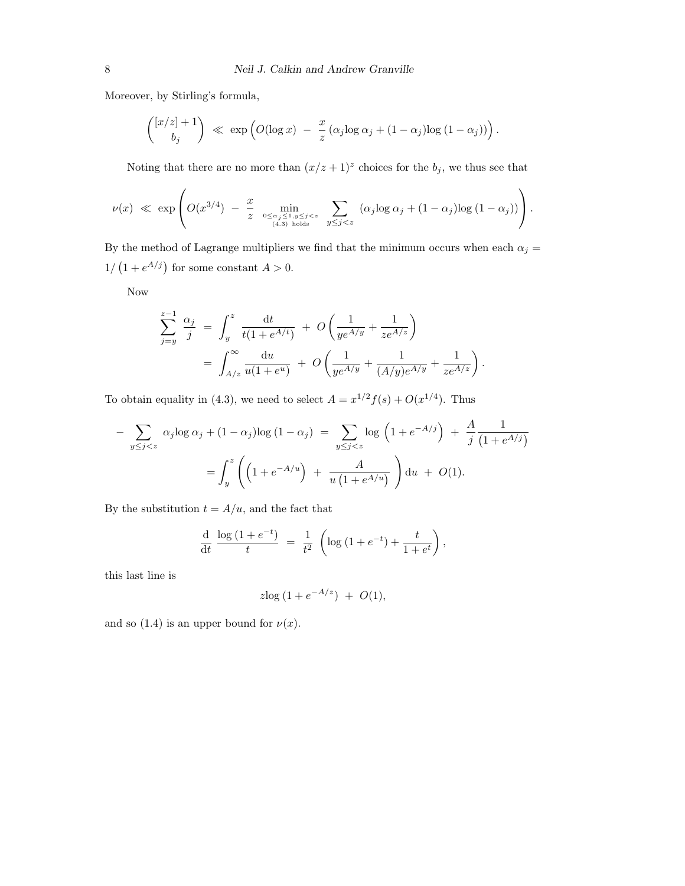Moreover, by Stirling's formula,

$$\binom{[x/z]+1}{b_j} \ll \exp\Big(O(\log x) \ - \ \frac{x}{z}\left(\alpha_j \log \alpha_j + (1-\alpha_j)\log\left(1-\alpha_j\right)\right)\Big).$$

Noting that there are no more than $(x/z+1)^z$ choices for the $b_j$, we thus see that

$$\nu(x) \ll \exp\left( O(x^{3/4}) \ - \ \frac{x}{z} \min_{\substack{0\le\alpha_j\le 1, y\le j<z \\ \text{(4.3) holds}}} \sum_{y\le j<z} \left(\alpha_j \log \alpha_j + (1-\alpha_j)\log\left(1-\alpha_j\right)\right)\right).$$

By the method of Lagrange multipliers we find that the minimum occurs when each $\alpha_j = 1/\left(1+e^{A/j}\right)$ for some constant $A>0$.

Now

$$\begin{aligned}
\sum_{j=y}^{z-1} \frac{\alpha_j}{j} \ &= \ \int_y^z \frac{\mathrm{d}t}{t(1+e^{A/t})} \ + \ O\left(\frac{1}{ye^{A/y}} + \frac{1}{ze^{A/z}}\right) \\
&= \ \int_{A/z}^{\infty} \frac{\mathrm{d}u}{u(1+e^{u})} \ + \ O\left(\frac{1}{ye^{A/y}} + \frac{1}{(A/y)e^{A/y}} + \frac{1}{ze^{A/z}}\right).
\end{aligned}$$

To obtain equality in (4.3), we need to select $A = x^{1/2}f(s) + O(x^{1/4})$. Thus

$$\begin{aligned}
-\sum_{y\le j<z} \alpha_j \log \alpha_j + (1-\alpha_j)\log\left(1-\alpha_j\right) \ &= \ \sum_{y\le j<z} \log\left(1+e^{-A/j}\right) \ + \ \frac{A}{j}\frac{1}{\left(1+e^{A/j}\right)} \\
&= \int_y^z \left(\left(1+e^{-A/u}\right) \ + \ \frac{A}{u\left(1+e^{A/u}\right)}\right)\mathrm{d}u \ + \ O(1).
\end{aligned}$$

By the substitution $t = A/u$, and the fact that

$$\frac{\mathrm{d}}{\mathrm{d}t}\,\frac{\log\left(1+e^{-t}\right)}{t} \ = \ \frac{1}{t^2}\,\left(\log\left(1+e^{-t}\right) + \frac{t}{1+e^t}\right),$$

this last line is

$$z\log\left(1+e^{-A/z}\right) \ + \ O(1),$$

and so (1.4) is an upper bound for $\nu(x)$.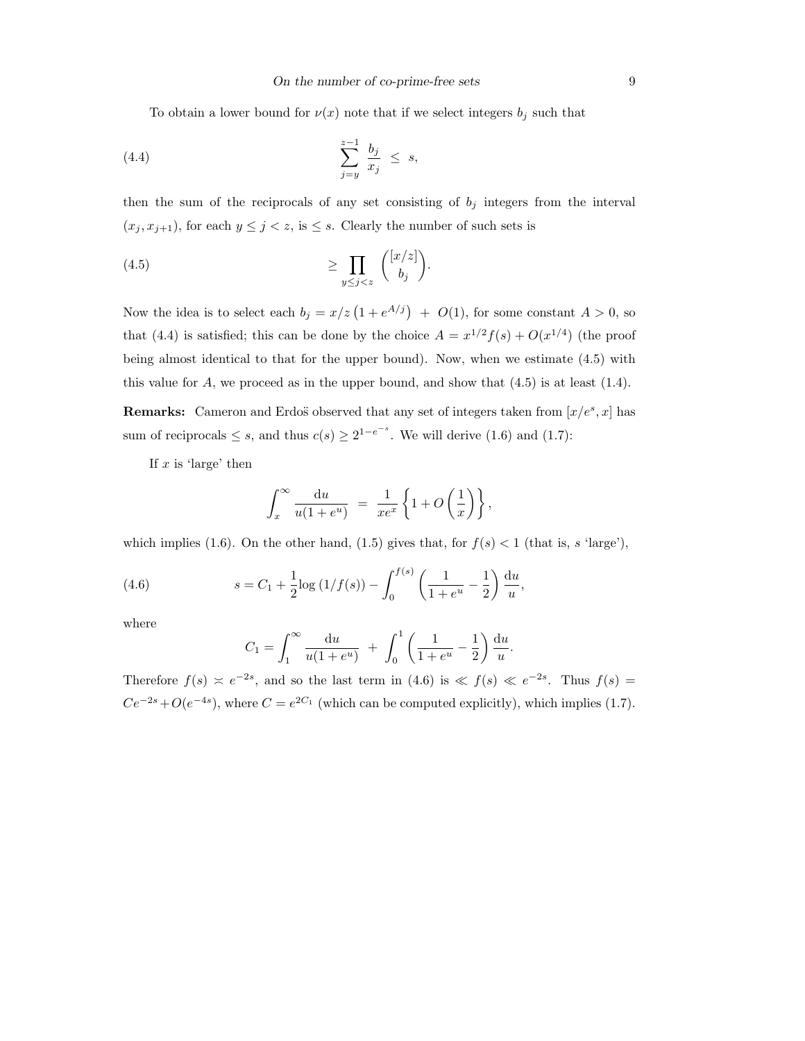To obtain a lower bound for $\nu(x)$ note that if we select integers $b_j$ such that

$$\sum_{j=y}^{z-1} \frac{b_j}{x_j} \;\le\; s, \tag{4.4}$$

then the sum of the reciprocals of any set consisting of $b_j$ integers from the interval $(x_j, x_{j+1})$, for each $y \le j < z$, is $\le s$. Clearly the number of such sets is

$$\ge \prod_{y \le j < z} \binom{[x/z]}{b_j}. \tag{4.5}$$

Now the idea is to select each $b_j = x/z\left(1 + e^{A/j}\right) \; + \; O(1)$, for some constant $A > 0$, so that (4.4) is satisfied; this can be done by the choice $A = x^{1/2} f(s) + O(x^{1/4})$ (the proof being almost identical to that for the upper bound). Now, when we estimate (4.5) with this value for $A$, we proceed as in the upper bound, and show that (4.5) is at least (1.4).

**Remarks:** Cameron and Erdoš observed that any set of integers taken from $[x/e^s, x]$ has sum of reciprocals $\le s$, and thus $c(s) \ge 2^{1-e^{-s}}$. We will derive (1.6) and (1.7):

If $x$ is 'large' then

$$\int_x^\infty \frac{\mathrm{d}u}{u(1+e^u)} \;=\; \frac{1}{xe^x}\left\{1 + O\left(\frac{1}{x}\right)\right\},$$

which implies (1.6). On the other hand, (1.5) gives that, for $f(s) < 1$ (that is, $s$ 'large'),

$$s = C_1 + \frac{1}{2}\log\left(1/f(s)\right) - \int_0^{f(s)} \left(\frac{1}{1+e^u} - \frac{1}{2}\right)\frac{\mathrm{d}u}{u}, \tag{4.6}$$

where

$$C_1 = \int_1^\infty \frac{\mathrm{d}u}{u(1+e^u)} \;+\; \int_0^1 \left(\frac{1}{1+e^u} - \frac{1}{2}\right)\frac{\mathrm{d}u}{u}.$$

Therefore $f(s) \asymp e^{-2s}$, and so the last term in (4.6) is $\ll f(s) \ll e^{-2s}$. Thus $f(s) = Ce^{-2s} + O(e^{-4s})$, where $C = e^{2C_1}$ (which can be computed explicitly), which implies (1.7).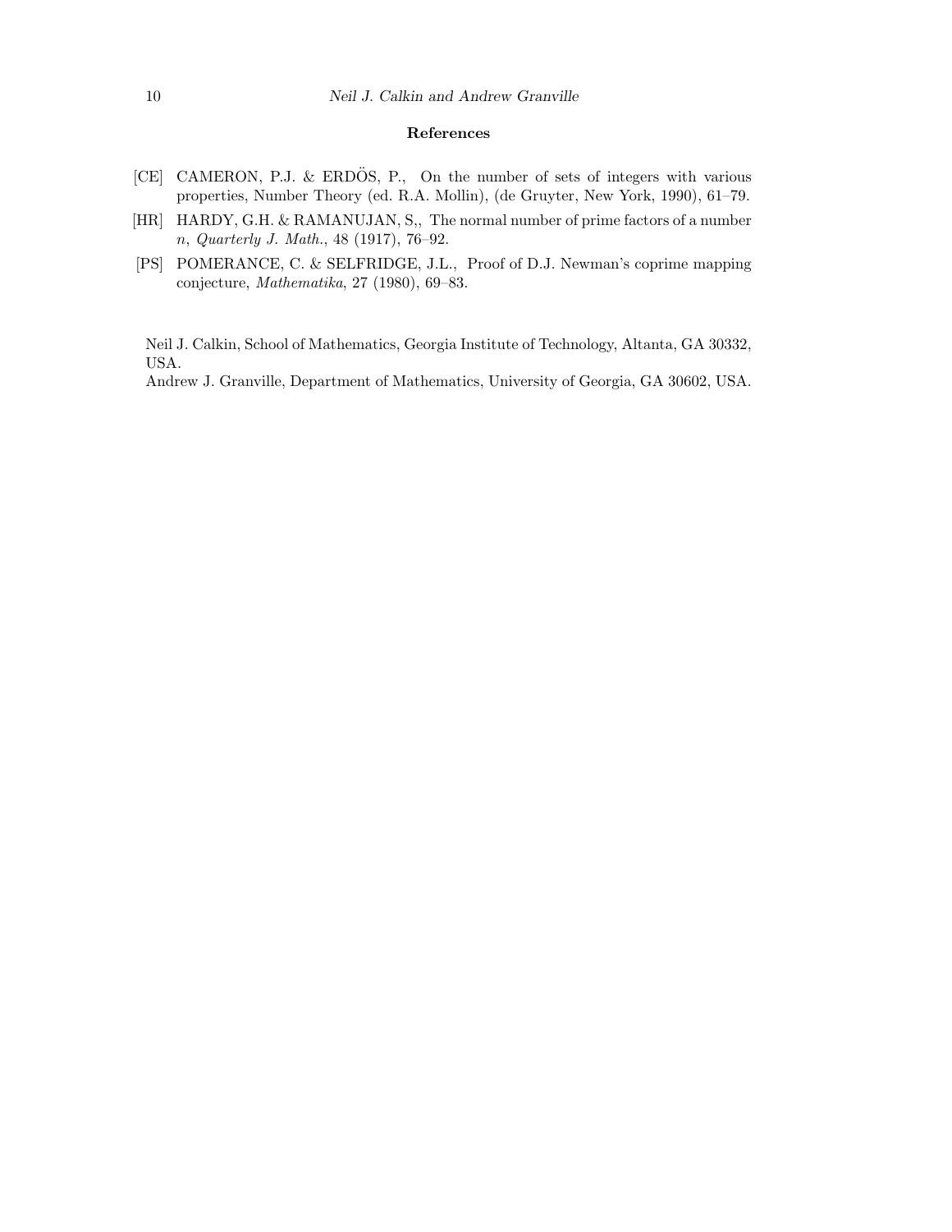## References

[CE] CAMERON, P.J. & ERDÖS, P., On the number of sets of integers with various properties, Number Theory (ed. R.A. Mollin), (de Gruyter, New York, 1990), 61–79.

[HR] HARDY, G.H. & RAMANUJAN, S,, The normal number of prime factors of a number $n$, *Quarterly J. Math.*, 48 (1917), 76–92.

[PS] POMERANCE, C. & SELFRIDGE, J.L., Proof of D.J. Newman's coprime mapping conjecture, *Mathematika*, 27 (1980), 69–83.

Neil J. Calkin, School of Mathematics, Georgia Institute of Technology, Altanta, GA 30332, USA.

Andrew J. Granville, Department of Mathematics, University of Georgia, GA 30602, USA.